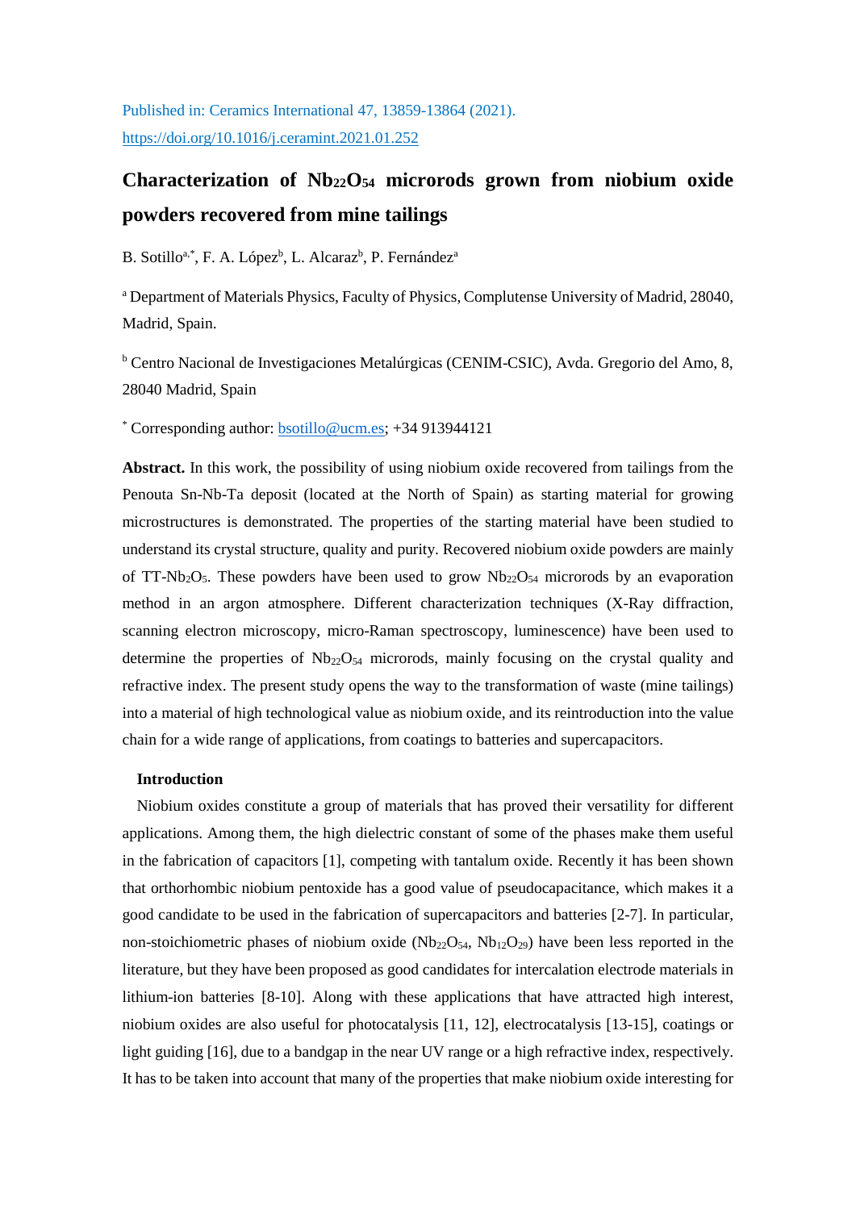Published in: Ceramics International 47, 13859-13864 (2021).
https://doi.org/10.1016/j.ceramint.2021.01.252

# Characterization of $Nb_{22}O_{54}$ microrods grown from niobium oxide powders recovered from mine tailings

B. Sotillo[a,*], F. A. López[b], L. Alcaraz[b], P. Fernández[a]

[a] Department of Materials Physics, Faculty of Physics, Complutense University of Madrid, 28040, Madrid, Spain.

[b] Centro Nacional de Investigaciones Metalúrgicas (CENIM-CSIC), Avda. Gregorio del Amo, 8, 28040 Madrid, Spain

[*] Corresponding author: bsotillo@ucm.es; +34 913944121

**Abstract.** In this work, the possibility of using niobium oxide recovered from tailings from the Penouta Sn-Nb-Ta deposit (located at the North of Spain) as starting material for growing microstructures is demonstrated. The properties of the starting material have been studied to understand its crystal structure, quality and purity. Recovered niobium oxide powders are mainly of TT-$Nb_2O_5$. These powders have been used to grow $Nb_{22}O_{54}$ microrods by an evaporation method in an argon atmosphere. Different characterization techniques (X-Ray diffraction, scanning electron microscopy, micro-Raman spectroscopy, luminescence) have been used to determine the properties of $Nb_{22}O_{54}$ microrods, mainly focusing on the crystal quality and refractive index. The present study opens the way to the transformation of waste (mine tailings) into a material of high technological value as niobium oxide, and its reintroduction into the value chain for a wide range of applications, from coatings to batteries and supercapacitors.

## Introduction

Niobium oxides constitute a group of materials that has proved their versatility for different applications. Among them, the high dielectric constant of some of the phases make them useful in the fabrication of capacitors [1], competing with tantalum oxide. Recently it has been shown that orthorhombic niobium pentoxide has a good value of pseudocapacitance, which makes it a good candidate to be used in the fabrication of supercapacitors and batteries [2-7]. In particular, non-stoichiometric phases of niobium oxide ($Nb_{22}O_{54}$, $Nb_{12}O_{29}$) have been less reported in the literature, but they have been proposed as good candidates for intercalation electrode materials in lithium-ion batteries [8-10]. Along with these applications that have attracted high interest, niobium oxides are also useful for photocatalysis [11, 12], electrocatalysis [13-15], coatings or light guiding [16], due to a bandgap in the near UV range or a high refractive index, respectively. It has to be taken into account that many of the properties that make niobium oxide interesting for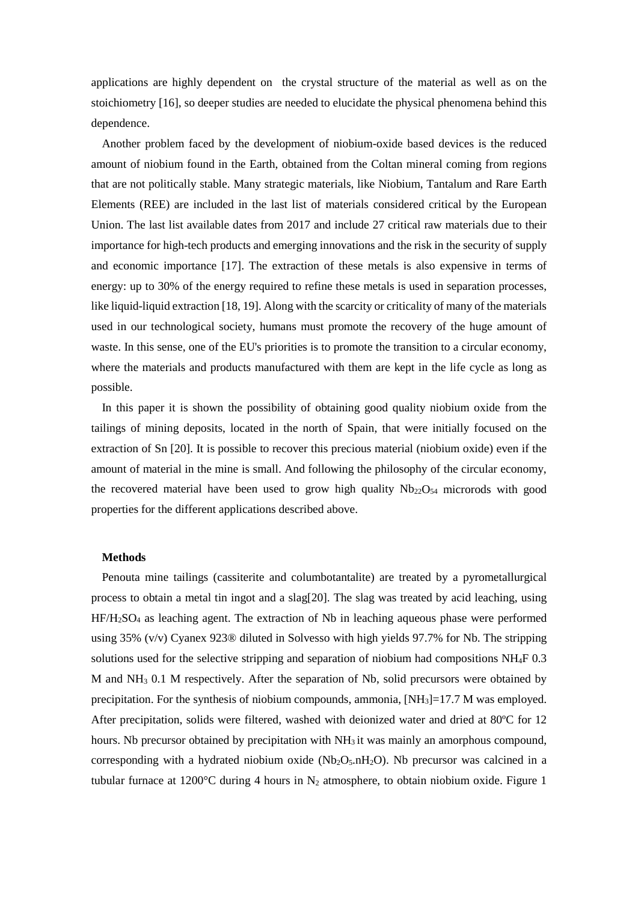applications are highly dependent on the crystal structure of the material as well as on the stoichiometry [16], so deeper studies are needed to elucidate the physical phenomena behind this dependence.

Another problem faced by the development of niobium-oxide based devices is the reduced amount of niobium found in the Earth, obtained from the Coltan mineral coming from regions that are not politically stable. Many strategic materials, like Niobium, Tantalum and Rare Earth Elements (REE) are included in the last list of materials considered critical by the European Union. The last list available dates from 2017 and include 27 critical raw materials due to their importance for high-tech products and emerging innovations and the risk in the security of supply and economic importance [17]. The extraction of these metals is also expensive in terms of energy: up to 30% of the energy required to refine these metals is used in separation processes, like liquid-liquid extraction [18, 19]. Along with the scarcity or criticality of many of the materials used in our technological society, humans must promote the recovery of the huge amount of waste. In this sense, one of the EU's priorities is to promote the transition to a circular economy, where the materials and products manufactured with them are kept in the life cycle as long as possible.

In this paper it is shown the possibility of obtaining good quality niobium oxide from the tailings of mining deposits, located in the north of Spain, that were initially focused on the extraction of Sn [20]. It is possible to recover this precious material (niobium oxide) even if the amount of material in the mine is small. And following the philosophy of the circular economy, the recovered material have been used to grow high quality $Nb_{22}O_{54}$ microrods with good properties for the different applications described above.

**Methods**

Penouta mine tailings (cassiterite and columbotantalite) are treated by a pyrometallurgical process to obtain a metal tin ingot and a slag[20]. The slag was treated by acid leaching, using $HF/H_2SO_4$ as leaching agent. The extraction of Nb in leaching aqueous phase were performed using 35% (v/v) Cyanex 923® diluted in Solvesso with high yields 97.7% for Nb. The stripping solutions used for the selective stripping and separation of niobium had compositions $NH_4F$ 0.3 M and $NH_3$ 0.1 M respectively. After the separation of Nb, solid precursors were obtained by precipitation. For the synthesis of niobium compounds, ammonia, $[NH_3]$=17.7 M was employed. After precipitation, solids were filtered, washed with deionized water and dried at 80ºC for 12 hours. Nb precursor obtained by precipitation with $NH_3$ it was mainly an amorphous compound, corresponding with a hydrated niobium oxide ($Nb_2O_5.nH_2O$). Nb precursor was calcined in a tubular furnace at 1200°C during 4 hours in $N_2$ atmosphere, to obtain niobium oxide. Figure 1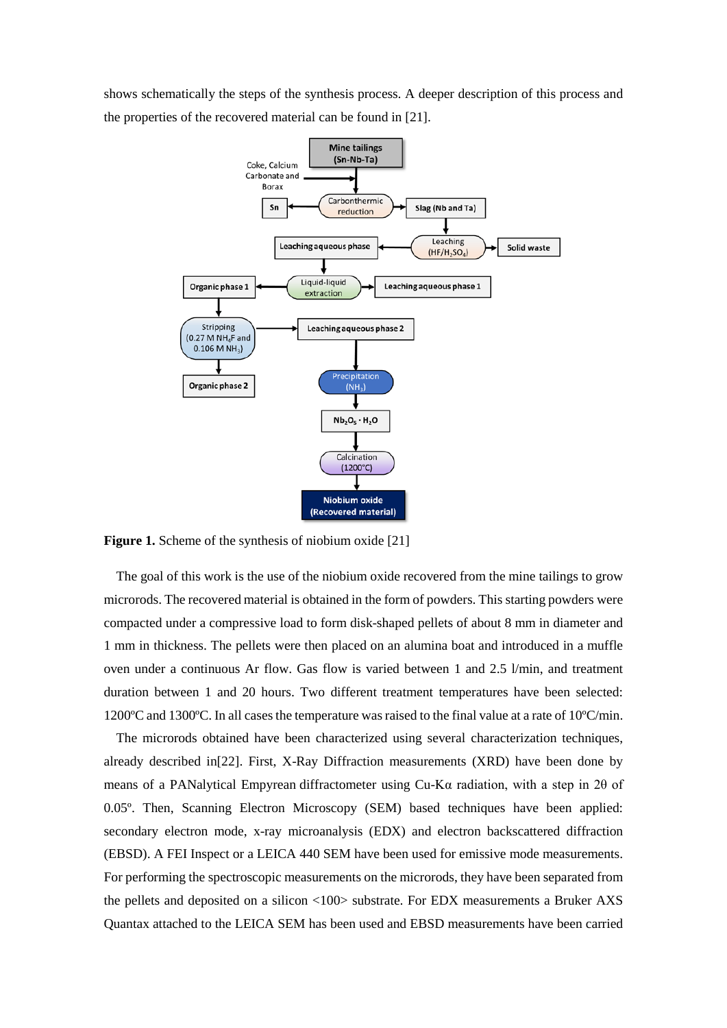shows schematically the steps of the synthesis process. A deeper description of this process and the properties of the recovered material can be found in [21].

**Figure 1.** Scheme of the synthesis of niobium oxide [21]

The goal of this work is the use of the niobium oxide recovered from the mine tailings to grow microrods. The recovered material is obtained in the form of powders. This starting powders were compacted under a compressive load to form disk-shaped pellets of about 8 mm in diameter and 1 mm in thickness. The pellets were then placed on an alumina boat and introduced in a muffle oven under a continuous Ar flow. Gas flow is varied between 1 and 2.5 l/min, and treatment duration between 1 and 20 hours. Two different treatment temperatures have been selected: 1200ºC and 1300ºC. In all cases the temperature was raised to the final value at a rate of 10ºC/min.

The microrods obtained have been characterized using several characterization techniques, already described in[22]. First, X-Ray Diffraction measurements (XRD) have been done by means of a PANalytical Empyrean diffractometer using Cu-Kα radiation, with a step in 2θ of 0.05º. Then, Scanning Electron Microscopy (SEM) based techniques have been applied: secondary electron mode, x-ray microanalysis (EDX) and electron backscattered diffraction (EBSD). A FEI Inspect or a LEICA 440 SEM have been used for emissive mode measurements. For performing the spectroscopic measurements on the microrods, they have been separated from the pellets and deposited on a silicon <100> substrate. For EDX measurements a Bruker AXS Quantax attached to the LEICA SEM has been used and EBSD measurements have been carried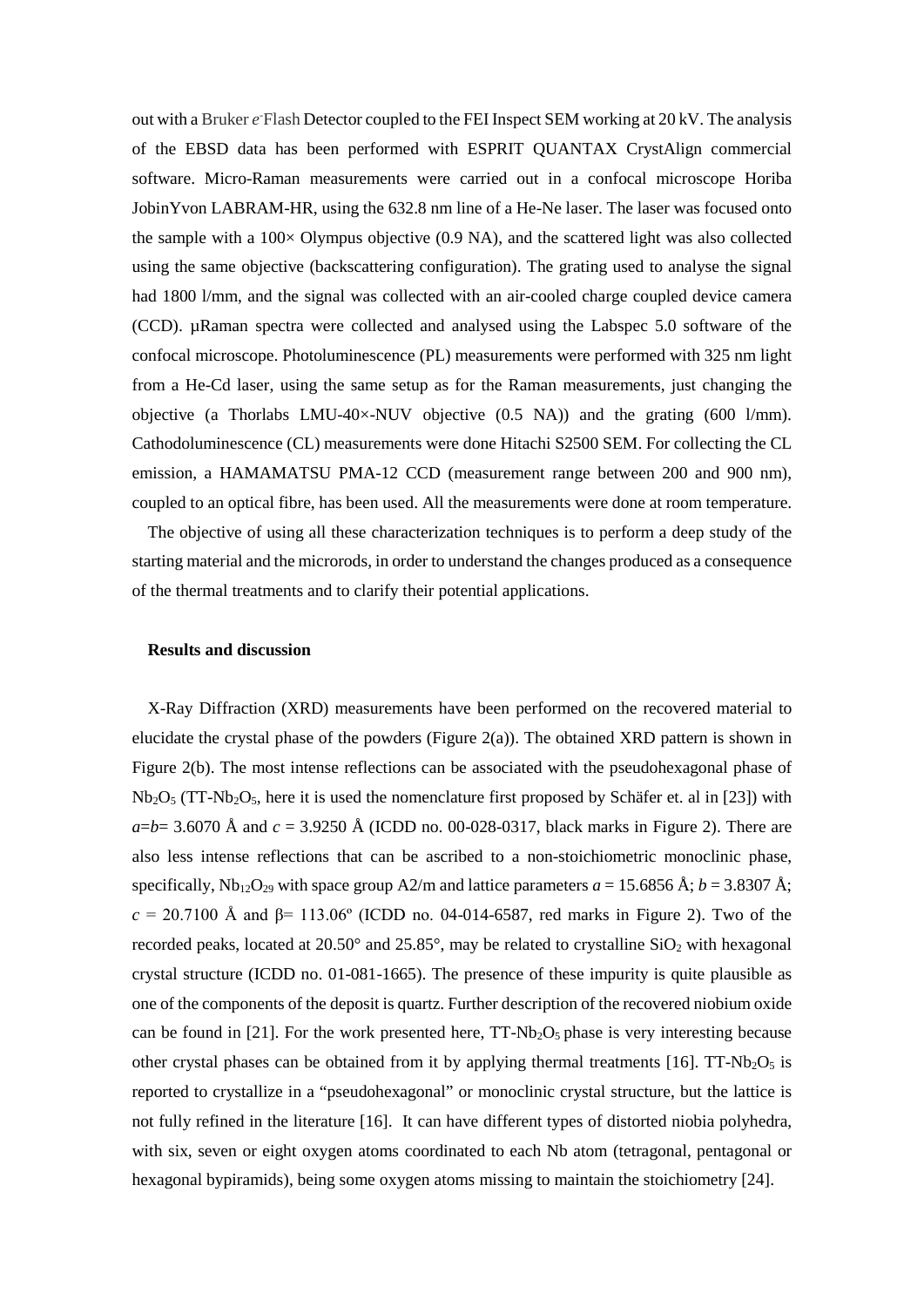out with a Bruker $e^-$Flash Detector coupled to the FEI Inspect SEM working at 20 kV. The analysis of the EBSD data has been performed with ESPRIT QUANTAX CrystAlign commercial software. Micro-Raman measurements were carried out in a confocal microscope Horiba JobinYvon LABRAM-HR, using the 632.8 nm line of a He-Ne laser. The laser was focused onto the sample with a 100× Olympus objective (0.9 NA), and the scattered light was also collected using the same objective (backscattering configuration). The grating used to analyse the signal had 1800 l/mm, and the signal was collected with an air-cooled charge coupled device camera (CCD). µRaman spectra were collected and analysed using the Labspec 5.0 software of the confocal microscope. Photoluminescence (PL) measurements were performed with 325 nm light from a He-Cd laser, using the same setup as for the Raman measurements, just changing the objective (a Thorlabs LMU-40×-NUV objective (0.5 NA)) and the grating (600 l/mm). Cathodoluminescence (CL) measurements were done Hitachi S2500 SEM. For collecting the CL emission, a HAMAMATSU PMA-12 CCD (measurement range between 200 and 900 nm), coupled to an optical fibre, has been used. All the measurements were done at room temperature.

The objective of using all these characterization techniques is to perform a deep study of the starting material and the microrods, in order to understand the changes produced as a consequence of the thermal treatments and to clarify their potential applications.

## Results and discussion

X-Ray Diffraction (XRD) measurements have been performed on the recovered material to elucidate the crystal phase of the powders (Figure 2(a)). The obtained XRD pattern is shown in Figure 2(b). The most intense reflections can be associated with the pseudohexagonal phase of $Nb_2O_5$ (TT-$Nb_2O_5$, here it is used the nomenclature first proposed by Schäfer et. al in [23]) with $a$=$b$= 3.6070 Å and $c$ = 3.9250 Å (ICDD no. 00-028-0317, black marks in Figure 2). There are also less intense reflections that can be ascribed to a non-stoichiometric monoclinic phase, specifically, $Nb_{12}O_{29}$ with space group A2/m and lattice parameters $a$ = 15.6856 Å; $b$ = 3.8307 Å; $c$ = 20.7100 Å and β= 113.06º (ICDD no. 04-014-6587, red marks in Figure 2). Two of the recorded peaks, located at 20.50° and 25.85°, may be related to crystalline $SiO_2$ with hexagonal crystal structure (ICDD no. 01-081-1665). The presence of these impurity is quite plausible as one of the components of the deposit is quartz. Further description of the recovered niobium oxide can be found in [21]. For the work presented here, TT-$Nb_2O_5$ phase is very interesting because other crystal phases can be obtained from it by applying thermal treatments [16]. TT-$Nb_2O_5$ is reported to crystallize in a "pseudohexagonal" or monoclinic crystal structure, but the lattice is not fully refined in the literature [16]. It can have different types of distorted niobia polyhedra, with six, seven or eight oxygen atoms coordinated to each Nb atom (tetragonal, pentagonal or hexagonal bypiramids), being some oxygen atoms missing to maintain the stoichiometry [24].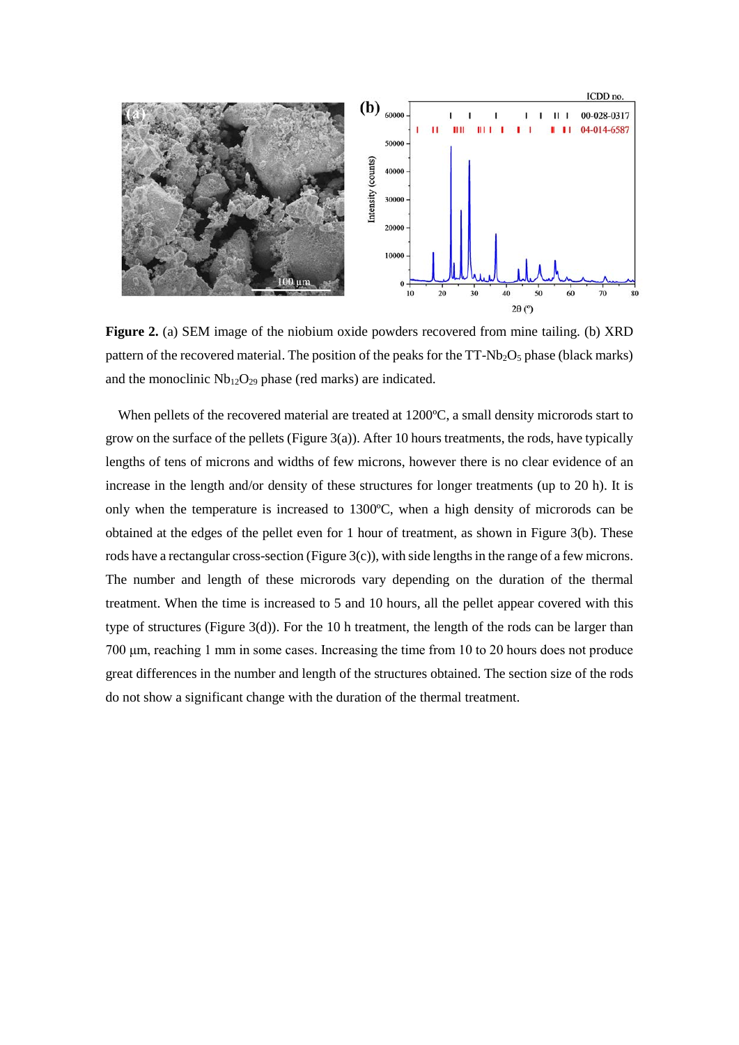**Figure 2.** (a) SEM image of the niobium oxide powders recovered from mine tailing. (b) XRD pattern of the recovered material. The position of the peaks for the TT-$Nb_2O_5$ phase (black marks) and the monoclinic $Nb_{12}O_{29}$ phase (red marks) are indicated.

When pellets of the recovered material are treated at 1200ºC, a small density microrods start to grow on the surface of the pellets (Figure 3(a)). After 10 hours treatments, the rods, have typically lengths of tens of microns and widths of few microns, however there is no clear evidence of an increase in the length and/or density of these structures for longer treatments (up to 20 h). It is only when the temperature is increased to 1300ºC, when a high density of microrods can be obtained at the edges of the pellet even for 1 hour of treatment, as shown in Figure 3(b). These rods have a rectangular cross-section (Figure 3(c)), with side lengths in the range of a few microns. The number and length of these microrods vary depending on the duration of the thermal treatment. When the time is increased to 5 and 10 hours, all the pellet appear covered with this type of structures (Figure 3(d)). For the 10 h treatment, the length of the rods can be larger than 700 μm, reaching 1 mm in some cases. Increasing the time from 10 to 20 hours does not produce great differences in the number and length of the structures obtained. The section size of the rods do not show a significant change with the duration of the thermal treatment.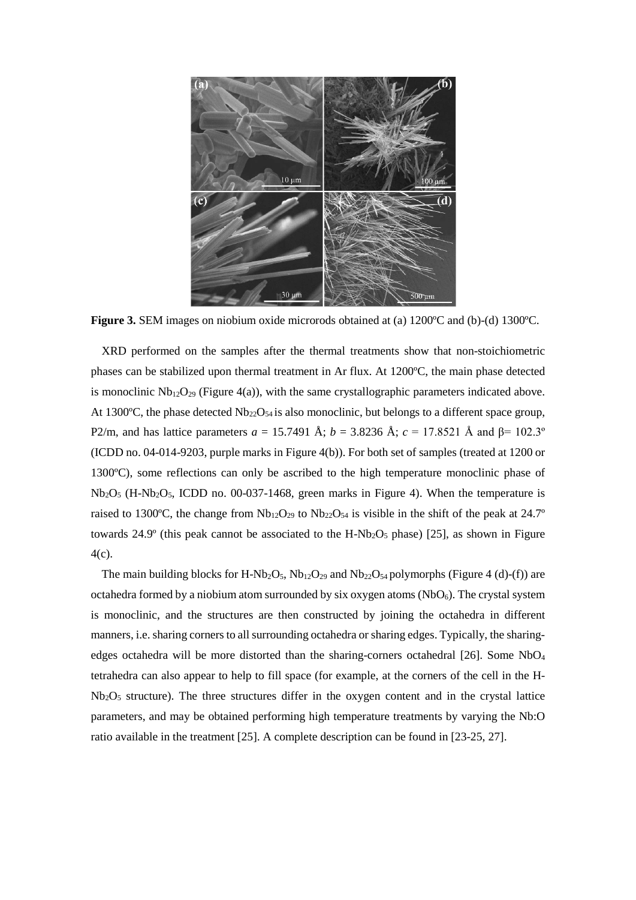**Figure 3.** SEM images on niobium oxide microrods obtained at (a) 1200ºC and (b)-(d) 1300ºC.

XRD performed on the samples after the thermal treatments show that non-stoichiometric phases can be stabilized upon thermal treatment in Ar flux. At 1200ºC, the main phase detected is monoclinic $Nb_{12}O_{29}$ (Figure 4(a)), with the same crystallographic parameters indicated above. At 1300ºC, the phase detected $Nb_{22}O_{54}$ is also monoclinic, but belongs to a different space group, P2/m, and has lattice parameters $a$ = 15.7491 Å; $b$ = 3.8236 Å; $c$ = 17.8521 Å and β= 102.3º (ICDD no. 04-014-9203, purple marks in Figure 4(b)). For both set of samples (treated at 1200 or 1300ºC), some reflections can only be ascribed to the high temperature monoclinic phase of $Nb_2O_5$ (H-$Nb_2O_5$, ICDD no. 00-037-1468, green marks in Figure 4). When the temperature is raised to 1300ºC, the change from $Nb_{12}O_{29}$ to $Nb_{22}O_{54}$ is visible in the shift of the peak at 24.7º towards 24.9º (this peak cannot be associated to the H-$Nb_2O_5$ phase) [25], as shown in Figure 4(c).

The main building blocks for H-$Nb_2O_5$, $Nb_{12}O_{29}$ and $Nb_{22}O_{54}$ polymorphs (Figure 4 (d)-(f)) are octahedra formed by a niobium atom surrounded by six oxygen atoms ($NbO_6$). The crystal system is monoclinic, and the structures are then constructed by joining the octahedra in different manners, i.e. sharing corners to all surrounding octahedra or sharing edges. Typically, the sharing-edges octahedra will be more distorted than the sharing-corners octahedral [26]. Some $NbO_4$ tetrahedra can also appear to help to fill space (for example, at the corners of the cell in the H-$Nb_2O_5$ structure). The three structures differ in the oxygen content and in the crystal lattice parameters, and may be obtained performing high temperature treatments by varying the Nb:O ratio available in the treatment [25]. A complete description can be found in [23-25, 27].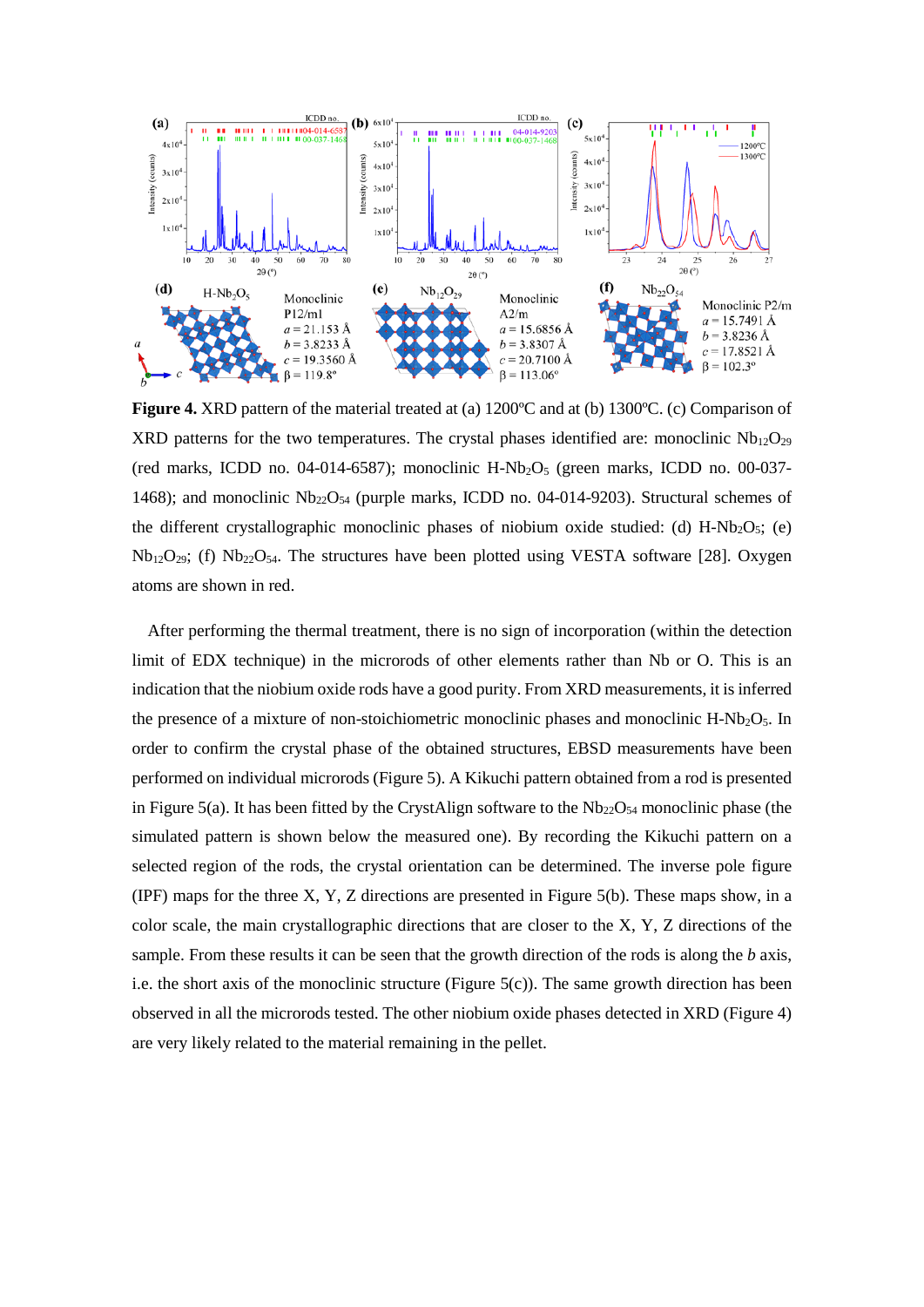**Figure 4.** XRD pattern of the material treated at (a) 1200ºC and at (b) 1300ºC. (c) Comparison of XRD patterns for the two temperatures. The crystal phases identified are: monoclinic $Nb_{12}O_{29}$ (red marks, ICDD no. 04-014-6587); monoclinic H-$Nb_2O_5$ (green marks, ICDD no. 00-037-1468); and monoclinic $Nb_{22}O_{54}$ (purple marks, ICDD no. 04-014-9203). Structural schemes of the different crystallographic monoclinic phases of niobium oxide studied: (d) H-$Nb_2O_5$; (e) $Nb_{12}O_{29}$; (f) $Nb_{22}O_{54}$. The structures have been plotted using VESTA software [28]. Oxygen atoms are shown in red.

After performing the thermal treatment, there is no sign of incorporation (within the detection limit of EDX technique) in the microrods of other elements rather than Nb or O. This is an indication that the niobium oxide rods have a good purity. From XRD measurements, it is inferred the presence of a mixture of non-stoichiometric monoclinic phases and monoclinic H-$Nb_2O_5$. In order to confirm the crystal phase of the obtained structures, EBSD measurements have been performed on individual microrods (Figure 5). A Kikuchi pattern obtained from a rod is presented in Figure 5(a). It has been fitted by the CrystAlign software to the $Nb_{22}O_{54}$ monoclinic phase (the simulated pattern is shown below the measured one). By recording the Kikuchi pattern on a selected region of the rods, the crystal orientation can be determined. The inverse pole figure (IPF) maps for the three X, Y, Z directions are presented in Figure 5(b). These maps show, in a color scale, the main crystallographic directions that are closer to the X, Y, Z directions of the sample. From these results it can be seen that the growth direction of the rods is along the *b* axis, i.e. the short axis of the monoclinic structure (Figure 5(c)). The same growth direction has been observed in all the microrods tested. The other niobium oxide phases detected in XRD (Figure 4) are very likely related to the material remaining in the pellet.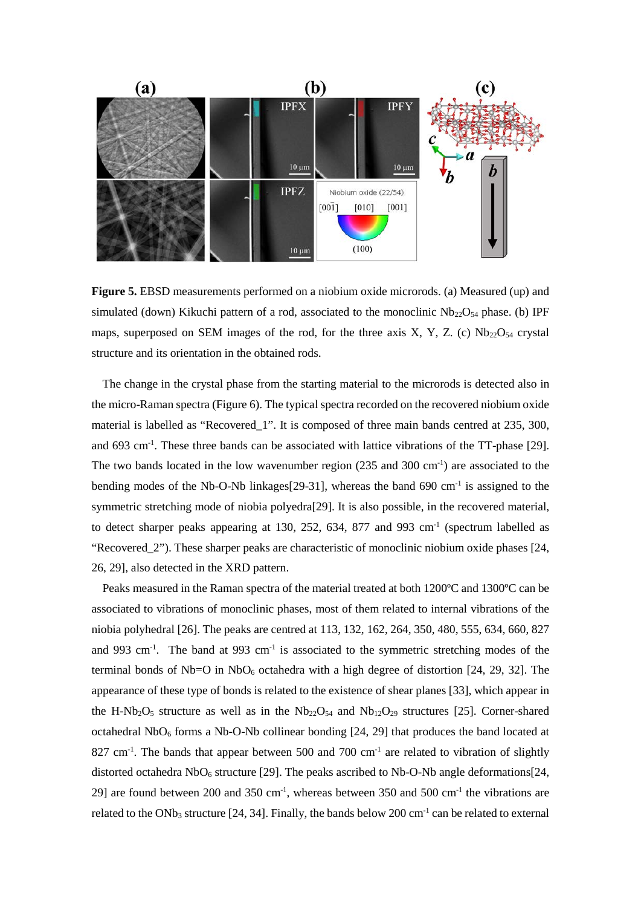**Figure 5.** EBSD measurements performed on a niobium oxide microrods. (a) Measured (up) and simulated (down) Kikuchi pattern of a rod, associated to the monoclinic $Nb_{22}O_{54}$ phase. (b) IPF maps, superposed on SEM images of the rod, for the three axis X, Y, Z. (c) $Nb_{22}O_{54}$ crystal structure and its orientation in the obtained rods.

The change in the crystal phase from the starting material to the microrods is detected also in the micro-Raman spectra (Figure 6). The typical spectra recorded on the recovered niobium oxide material is labelled as "Recovered_1". It is composed of three main bands centred at 235, 300, and 693 $cm^{-1}$. These three bands can be associated with lattice vibrations of the TT-phase [29]. The two bands located in the low wavenumber region (235 and 300 $cm^{-1}$) are associated to the bending modes of the Nb-O-Nb linkages[29-31], whereas the band 690 $cm^{-1}$ is assigned to the symmetric stretching mode of niobia polyedra[29]. It is also possible, in the recovered material, to detect sharper peaks appearing at 130, 252, 634, 877 and 993 $cm^{-1}$ (spectrum labelled as "Recovered_2"). These sharper peaks are characteristic of monoclinic niobium oxide phases [24, 26, 29], also detected in the XRD pattern.

Peaks measured in the Raman spectra of the material treated at both 1200ºC and 1300ºC can be associated to vibrations of monoclinic phases, most of them related to internal vibrations of the niobia polyhedral [26]. The peaks are centred at 113, 132, 162, 264, 350, 480, 555, 634, 660, 827 and 993 $cm^{-1}$. The band at 993 $cm^{-1}$ is associated to the symmetric stretching modes of the terminal bonds of Nb=O in $NbO_6$ octahedra with a high degree of distortion [24, 29, 32]. The appearance of these type of bonds is related to the existence of shear planes [33], which appear in the H-$Nb_2O_5$ structure as well as in the $Nb_{22}O_{54}$ and $Nb_{12}O_{29}$ structures [25]. Corner-shared octahedral $NbO_6$ forms a Nb-O-Nb collinear bonding [24, 29] that produces the band located at 827 $cm^{-1}$. The bands that appear between 500 and 700 $cm^{-1}$ are related to vibration of slightly distorted octahedra $NbO_6$ structure [29]. The peaks ascribed to Nb-O-Nb angle deformations[24, 29] are found between 200 and 350 $cm^{-1}$, whereas between 350 and 500 $cm^{-1}$ the vibrations are related to the $ONb_3$ structure [24, 34]. Finally, the bands below 200 $cm^{-1}$ can be related to external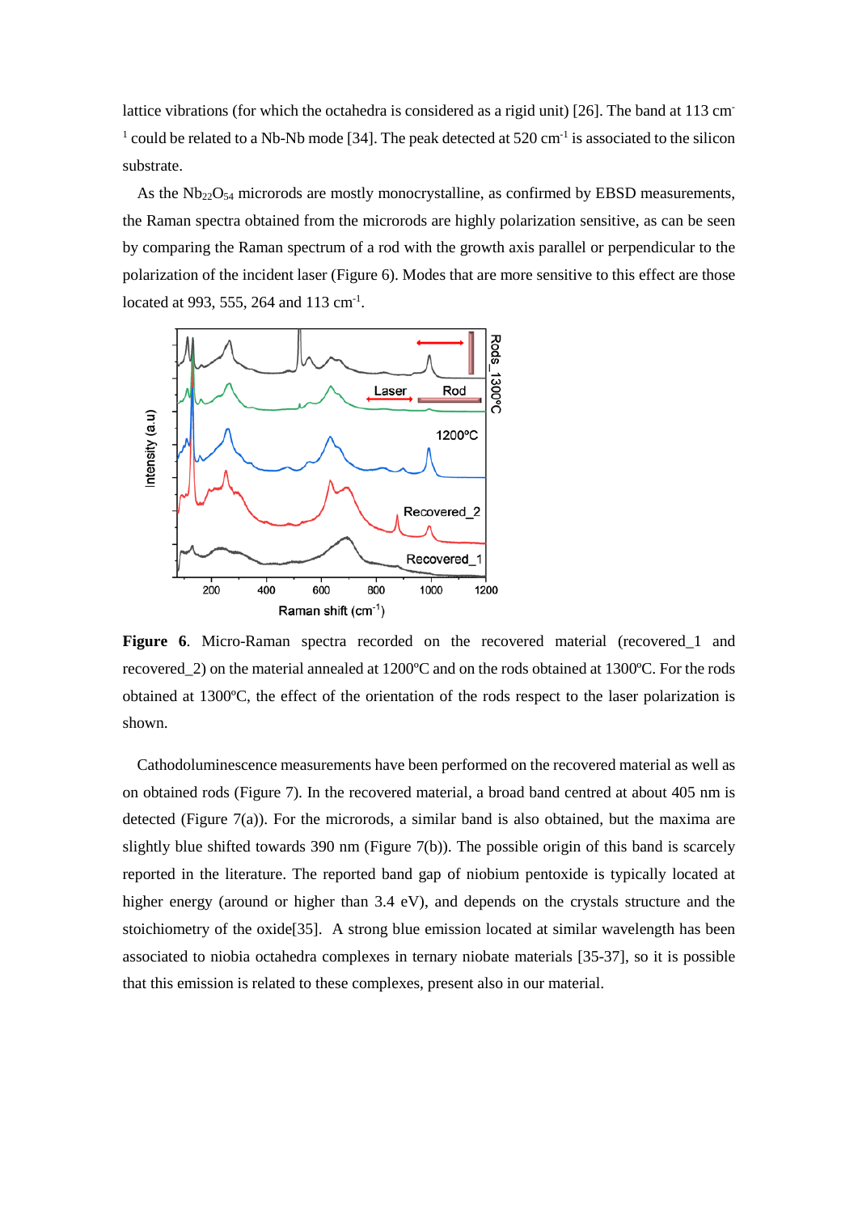lattice vibrations (for which the octahedra is considered as a rigid unit) [26]. The band at 113 cm$^{-1}$ could be related to a Nb-Nb mode [34]. The peak detected at 520 cm$^{-1}$ is associated to the silicon substrate.

As the $Nb_{22}O_{54}$ microrods are mostly monocrystalline, as confirmed by EBSD measurements, the Raman spectra obtained from the microrods are highly polarization sensitive, as can be seen by comparing the Raman spectrum of a rod with the growth axis parallel or perpendicular to the polarization of the incident laser (Figure 6). Modes that are more sensitive to this effect are those located at 993, 555, 264 and 113 cm$^{-1}$.

**Figure 6**. Micro-Raman spectra recorded on the recovered material (recovered_1 and recovered_2) on the material annealed at 1200ºC and on the rods obtained at 1300ºC. For the rods obtained at 1300ºC, the effect of the orientation of the rods respect to the laser polarization is shown.

Cathodoluminescence measurements have been performed on the recovered material as well as on obtained rods (Figure 7). In the recovered material, a broad band centred at about 405 nm is detected (Figure 7(a)). For the microrods, a similar band is also obtained, but the maxima are slightly blue shifted towards 390 nm (Figure 7(b)). The possible origin of this band is scarcely reported in the literature. The reported band gap of niobium pentoxide is typically located at higher energy (around or higher than 3.4 eV), and depends on the crystals structure and the stoichiometry of the oxide[35]. A strong blue emission located at similar wavelength has been associated to niobia octahedra complexes in ternary niobate materials [35-37], so it is possible that this emission is related to these complexes, present also in our material.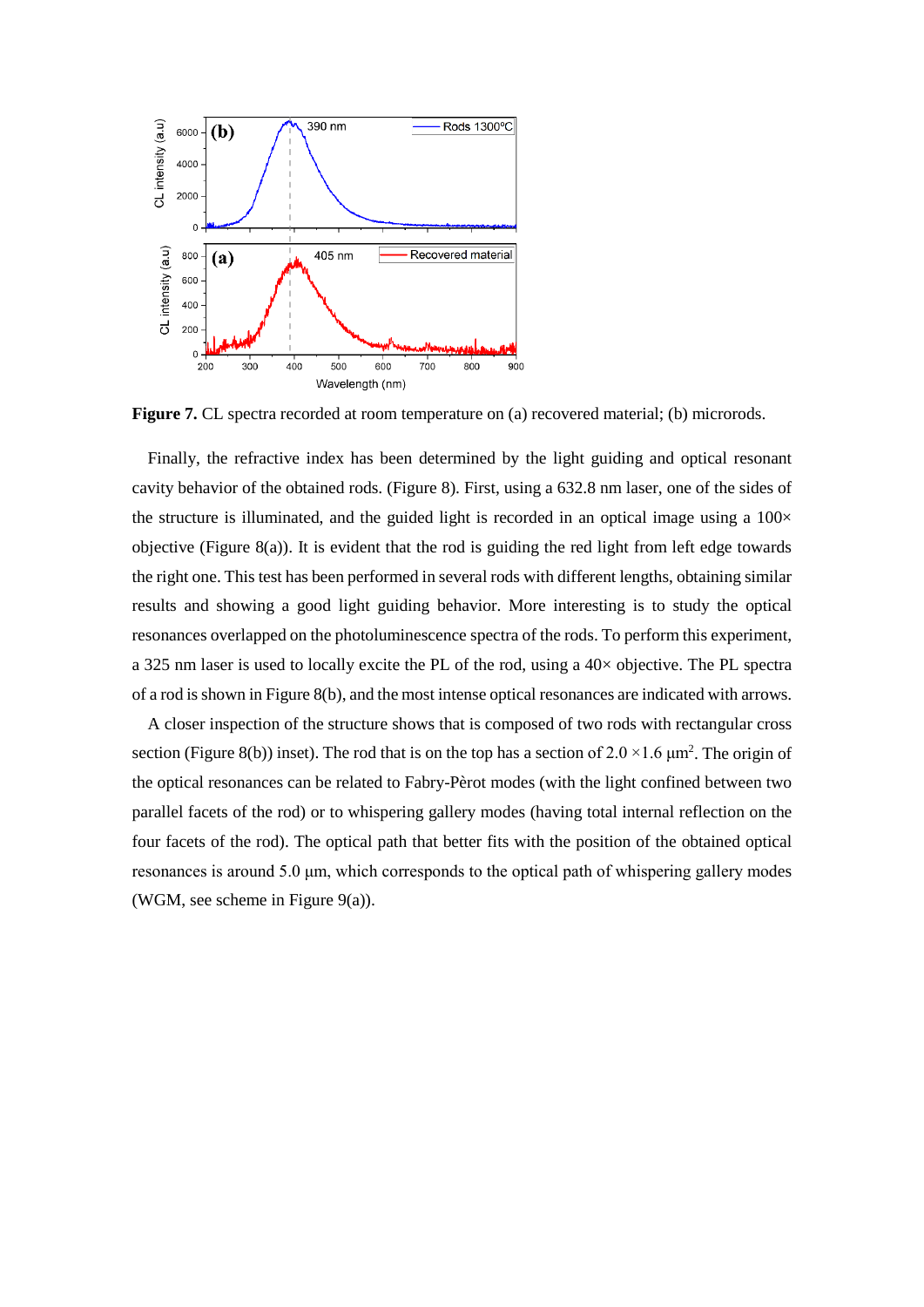**Figure 7.** CL spectra recorded at room temperature on (a) recovered material; (b) microrods.

Finally, the refractive index has been determined by the light guiding and optical resonant cavity behavior of the obtained rods. (Figure 8). First, using a 632.8 nm laser, one of the sides of the structure is illuminated, and the guided light is recorded in an optical image using a 100× objective (Figure 8(a)). It is evident that the rod is guiding the red light from left edge towards the right one. This test has been performed in several rods with different lengths, obtaining similar results and showing a good light guiding behavior. More interesting is to study the optical resonances overlapped on the photoluminescence spectra of the rods. To perform this experiment, a 325 nm laser is used to locally excite the PL of the rod, using a 40× objective. The PL spectra of a rod is shown in Figure 8(b), and the most intense optical resonances are indicated with arrows.

A closer inspection of the structure shows that is composed of two rods with rectangular cross section (Figure 8(b)) inset). The rod that is on the top has a section of $2.0 \times 1.6$ μm$^2$. The origin of the optical resonances can be related to Fabry-Pèrot modes (with the light confined between two parallel facets of the rod) or to whispering gallery modes (having total internal reflection on the four facets of the rod). The optical path that better fits with the position of the obtained optical resonances is around 5.0 μm, which corresponds to the optical path of whispering gallery modes (WGM, see scheme in Figure 9(a)).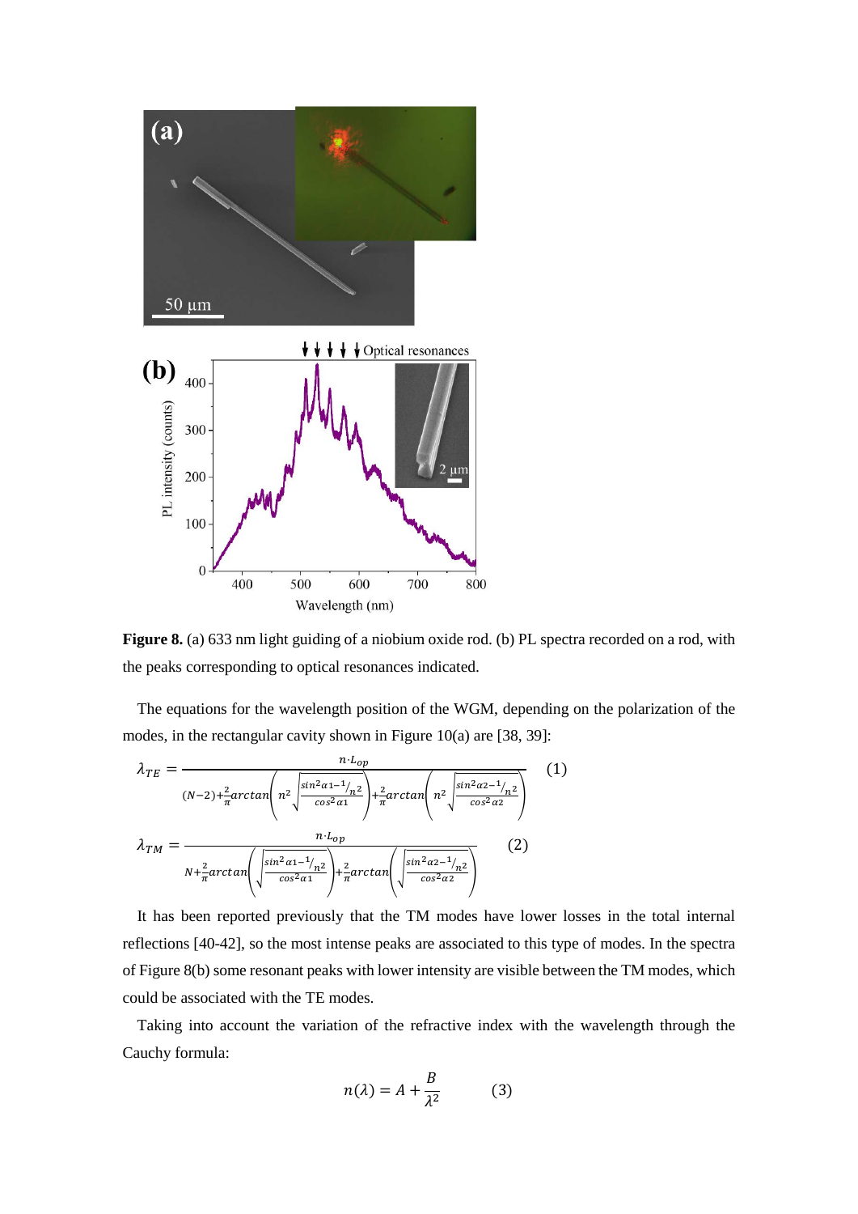**Figure 8.** (a) 633 nm light guiding of a niobium oxide rod. (b) PL spectra recorded on a rod, with the peaks corresponding to optical resonances indicated.

The equations for the wavelength position of the WGM, depending on the polarization of the modes, in the rectangular cavity shown in Figure 10(a) are [38, 39]:

$$\lambda_{TE} = \frac{n \cdot L_{op}}{(N-2)+\frac{2}{\pi}arctan\left(n^2\sqrt{\frac{sin^2\alpha 1-1/n^2}{cos^2\alpha 1}}\right)+\frac{2}{\pi}arctan\left(n^2\sqrt{\frac{sin^2\alpha 2-1/n^2}{cos^2\alpha 2}}\right)} \qquad (1)$$

$$\lambda_{TM} = \frac{n \cdot L_{op}}{N+\frac{2}{\pi}arctan\left(\sqrt{\frac{sin^2\alpha 1-1/n^2}{cos^2\alpha 1}}\right)+\frac{2}{\pi}arctan\left(\sqrt{\frac{sin^2\alpha 2-1/n^2}{cos^2\alpha 2}}\right)} \qquad (2)$$

It has been reported previously that the TM modes have lower losses in the total internal reflections [40-42], so the most intense peaks are associated to this type of modes. In the spectra of Figure 8(b) some resonant peaks with lower intensity are visible between the TM modes, which could be associated with the TE modes.

Taking into account the variation of the refractive index with the wavelength through the Cauchy formula:

$$n(\lambda) = A + \frac{B}{\lambda^2} \qquad (3)$$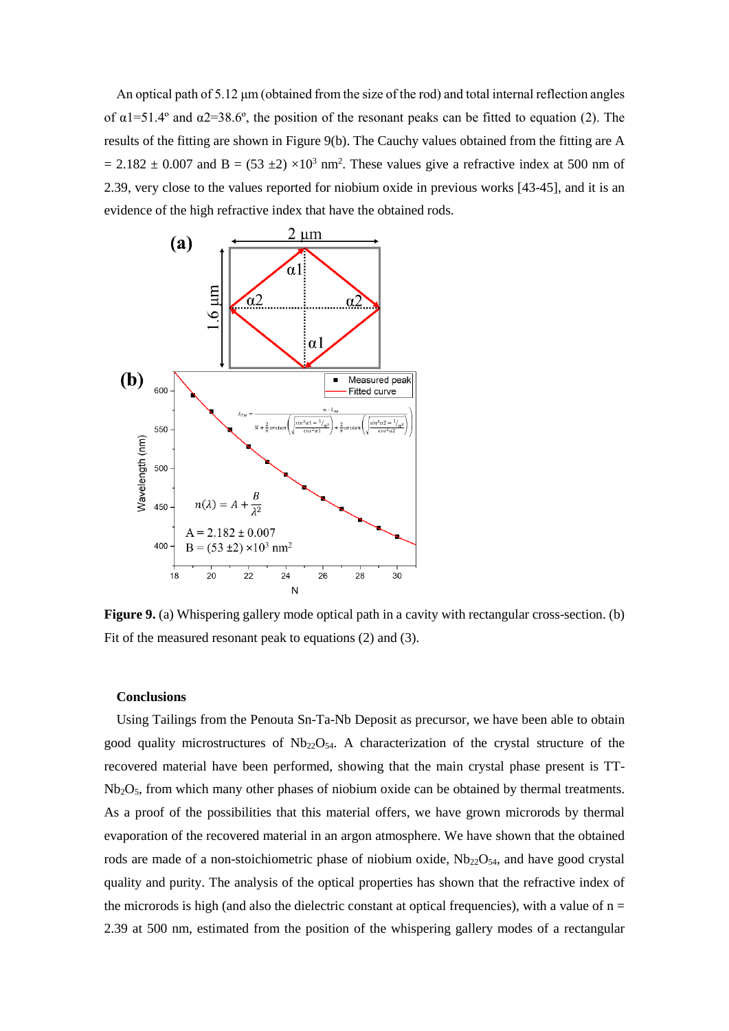An optical path of 5.12 µm (obtained from the size of the rod) and total internal reflection angles of $\alpha 1$=51.4º and $\alpha 2$=38.6º, the position of the resonant peaks can be fitted to equation (2). The results of the fitting are shown in Figure 9(b). The Cauchy values obtained from the fitting are A = 2.182 ± 0.007 and B = (53 ±2) ×10[3] nm[2]. These values give a refractive index at 500 nm of 2.39, very close to the values reported for niobium oxide in previous works [43-45], and it is an evidence of the high refractive index that have the obtained rods.

**Figure 9.** (a) Whispering gallery mode optical path in a cavity with rectangular cross-section. (b) Fit of the measured resonant peak to equations (2) and (3).

### Conclusions

Using Tailings from the Penouta Sn-Ta-Nb Deposit as precursor, we have been able to obtain good quality microstructures of $Nb_{22}O_{54}$. A characterization of the crystal structure of the recovered material have been performed, showing that the main crystal phase present is TT-$Nb_2O_5$, from which many other phases of niobium oxide can be obtained by thermal treatments. As a proof of the possibilities that this material offers, we have grown microrods by thermal evaporation of the recovered material in an argon atmosphere. We have shown that the obtained rods are made of a non-stoichiometric phase of niobium oxide, $Nb_{22}O_{54}$, and have good crystal quality and purity. The analysis of the optical properties has shown that the refractive index of the microrods is high (and also the dielectric constant at optical frequencies), with a value of n = 2.39 at 500 nm, estimated from the position of the whispering gallery modes of a rectangular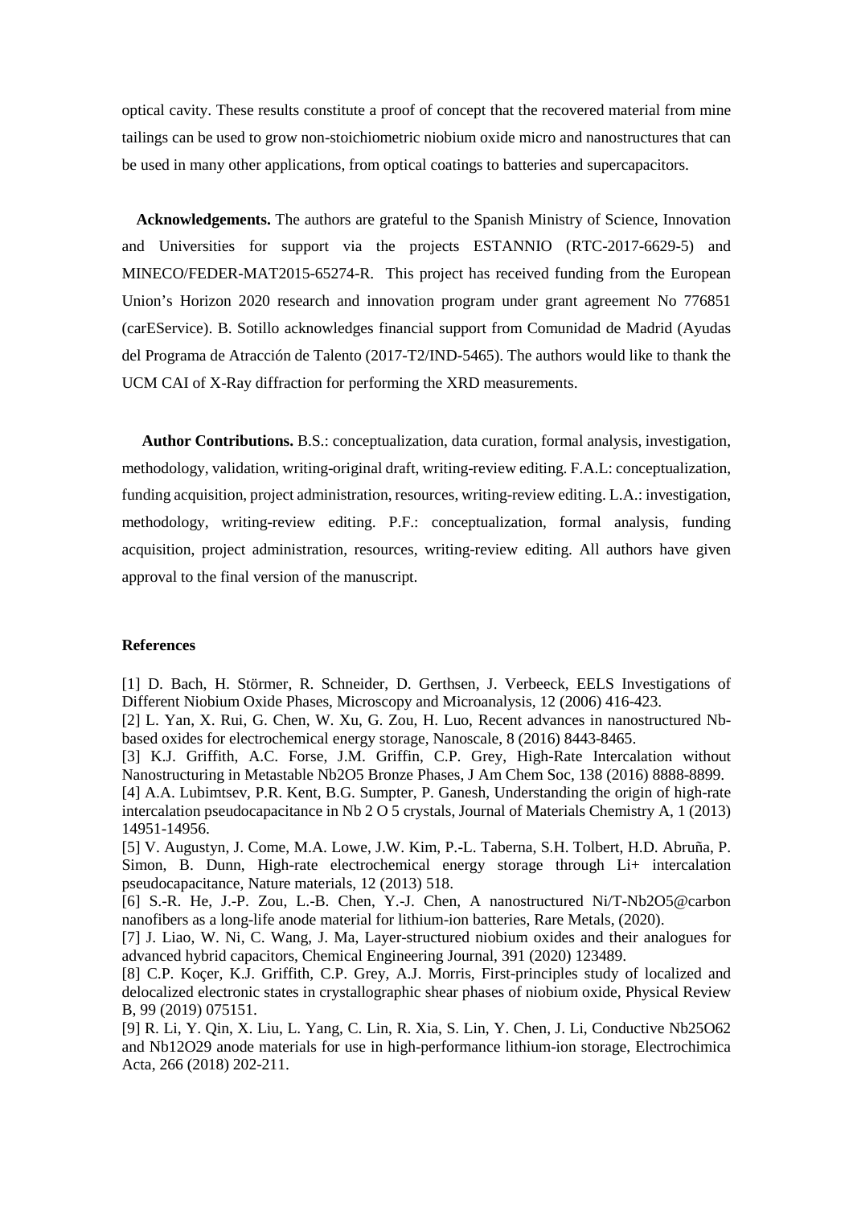optical cavity. These results constitute a proof of concept that the recovered material from mine tailings can be used to grow non-stoichiometric niobium oxide micro and nanostructures that can be used in many other applications, from optical coatings to batteries and supercapacitors.

**Acknowledgements.** The authors are grateful to the Spanish Ministry of Science, Innovation and Universities for support via the projects ESTANNIO (RTC-2017-6629-5) and MINECO/FEDER-MAT2015-65274-R. This project has received funding from the European Union's Horizon 2020 research and innovation program under grant agreement No 776851 (carEService). B. Sotillo acknowledges financial support from Comunidad de Madrid (Ayudas del Programa de Atracción de Talento (2017-T2/IND-5465). The authors would like to thank the UCM CAI of X-Ray diffraction for performing the XRD measurements.

**Author Contributions.** B.S.: conceptualization, data curation, formal analysis, investigation, methodology, validation, writing-original draft, writing-review editing. F.A.L: conceptualization, funding acquisition, project administration, resources, writing-review editing. L.A.: investigation, methodology, writing-review editing. P.F.: conceptualization, formal analysis, funding acquisition, project administration, resources, writing-review editing. All authors have given approval to the final version of the manuscript.

## References

[1] D. Bach, H. Störmer, R. Schneider, D. Gerthsen, J. Verbeeck, EELS Investigations of Different Niobium Oxide Phases, Microscopy and Microanalysis, 12 (2006) 416-423.

[2] L. Yan, X. Rui, G. Chen, W. Xu, G. Zou, H. Luo, Recent advances in nanostructured Nb-based oxides for electrochemical energy storage, Nanoscale, 8 (2016) 8443-8465.

[3] K.J. Griffith, A.C. Forse, J.M. Griffin, C.P. Grey, High-Rate Intercalation without Nanostructuring in Metastable Nb2O5 Bronze Phases, J Am Chem Soc, 138 (2016) 8888-8899.

[4] A.A. Lubimtsev, P.R. Kent, B.G. Sumpter, P. Ganesh, Understanding the origin of high-rate intercalation pseudocapacitance in Nb 2 O 5 crystals, Journal of Materials Chemistry A, 1 (2013) 14951-14956.

[5] V. Augustyn, J. Come, M.A. Lowe, J.W. Kim, P.-L. Taberna, S.H. Tolbert, H.D. Abruña, P. Simon, B. Dunn, High-rate electrochemical energy storage through Li+ intercalation pseudocapacitance, Nature materials, 12 (2013) 518.

[6] S.-R. He, J.-P. Zou, L.-B. Chen, Y.-J. Chen, A nanostructured Ni/T-Nb2O5@carbon nanofibers as a long-life anode material for lithium-ion batteries, Rare Metals, (2020).

[7] J. Liao, W. Ni, C. Wang, J. Ma, Layer-structured niobium oxides and their analogues for advanced hybrid capacitors, Chemical Engineering Journal, 391 (2020) 123489.

[8] C.P. Koçer, K.J. Griffith, C.P. Grey, A.J. Morris, First-principles study of localized and delocalized electronic states in crystallographic shear phases of niobium oxide, Physical Review B, 99 (2019) 075151.

[9] R. Li, Y. Qin, X. Liu, L. Yang, C. Lin, R. Xia, S. Lin, Y. Chen, J. Li, Conductive Nb25O62 and Nb12O29 anode materials for use in high-performance lithium-ion storage, Electrochimica Acta, 266 (2018) 202-211.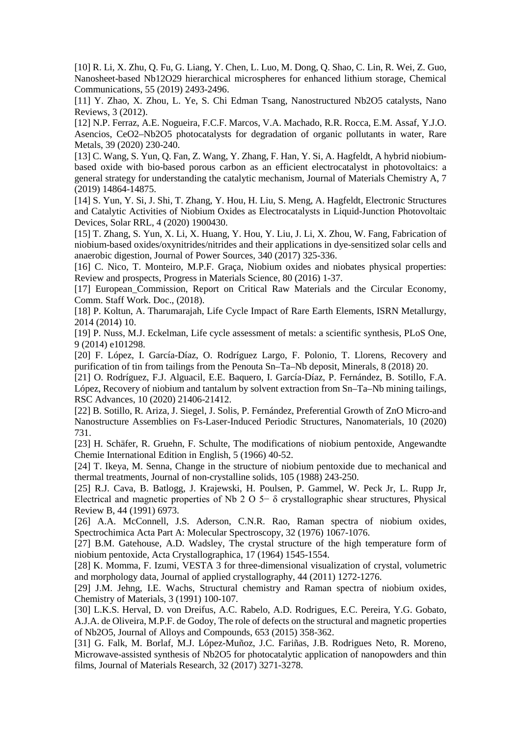[10] R. Li, X. Zhu, Q. Fu, G. Liang, Y. Chen, L. Luo, M. Dong, Q. Shao, C. Lin, R. Wei, Z. Guo, Nanosheet-based $Nb_{12}O_{29}$ hierarchical microspheres for enhanced lithium storage, Chemical Communications, 55 (2019) 2493-2496.

[11] Y. Zhao, X. Zhou, L. Ye, S. Chi Edman Tsang, Nanostructured $Nb_2O_5$ catalysts, Nano Reviews, 3 (2012).

[12] N.P. Ferraz, A.E. Nogueira, F.C.F. Marcos, V.A. Machado, R.R. Rocca, E.M. Assaf, Y.J.O. Asencios, $CeO_2$–$Nb_2O_5$ photocatalysts for degradation of organic pollutants in water, Rare Metals, 39 (2020) 230-240.

[13] C. Wang, S. Yun, Q. Fan, Z. Wang, Y. Zhang, F. Han, Y. Si, A. Hagfeldt, A hybrid niobium-based oxide with bio-based porous carbon as an efficient electrocatalyst in photovoltaics: a general strategy for understanding the catalytic mechanism, Journal of Materials Chemistry A, 7 (2019) 14864-14875.

[14] S. Yun, Y. Si, J. Shi, T. Zhang, Y. Hou, H. Liu, S. Meng, A. Hagfeldt, Electronic Structures and Catalytic Activities of Niobium Oxides as Electrocatalysts in Liquid-Junction Photovoltaic Devices, Solar RRL, 4 (2020) 1900430.

[15] T. Zhang, S. Yun, X. Li, X. Huang, Y. Hou, Y. Liu, J. Li, X. Zhou, W. Fang, Fabrication of niobium-based oxides/oxynitrides/nitrides and their applications in dye-sensitized solar cells and anaerobic digestion, Journal of Power Sources, 340 (2017) 325-336.

[16] C. Nico, T. Monteiro, M.P.F. Graça, Niobium oxides and niobates physical properties: Review and prospects, Progress in Materials Science, 80 (2016) 1-37.

[17] European_Commission, Report on Critical Raw Materials and the Circular Economy, Comm. Staff Work. Doc., (2018).

[18] P. Koltun, A. Tharumarajah, Life Cycle Impact of Rare Earth Elements, ISRN Metallurgy, 2014 (2014) 10.

[19] P. Nuss, M.J. Eckelman, Life cycle assessment of metals: a scientific synthesis, PLoS One, 9 (2014) e101298.

[20] F. López, I. García-Díaz, O. Rodríguez Largo, F. Polonio, T. Llorens, Recovery and purification of tin from tailings from the Penouta Sn–Ta–Nb deposit, Minerals, 8 (2018) 20.

[21] O. Rodríguez, F.J. Alguacil, E.E. Baquero, I. García-Díaz, P. Fernández, B. Sotillo, F.A. López, Recovery of niobium and tantalum by solvent extraction from Sn–Ta–Nb mining tailings, RSC Advances, 10 (2020) 21406-21412.

[22] B. Sotillo, R. Ariza, J. Siegel, J. Solis, P. Fernández, Preferential Growth of ZnO Micro-and Nanostructure Assemblies on Fs-Laser-Induced Periodic Structures, Nanomaterials, 10 (2020) 731.

[23] H. Schäfer, R. Gruehn, F. Schulte, The modifications of niobium pentoxide, Angewandte Chemie International Edition in English, 5 (1966) 40-52.

[24] T. Ikeya, M. Senna, Change in the structure of niobium pentoxide due to mechanical and thermal treatments, Journal of non-crystalline solids, 105 (1988) 243-250.

[25] R.J. Cava, B. Batlogg, J. Krajewski, H. Poulsen, P. Gammel, W. Peck Jr, L. Rupp Jr, Electrical and magnetic properties of $Nb_2O_{5-\delta}$ crystallographic shear structures, Physical Review B, 44 (1991) 6973.

[26] A.A. McConnell, J.S. Aderson, C.N.R. Rao, Raman spectra of niobium oxides, Spectrochimica Acta Part A: Molecular Spectroscopy, 32 (1976) 1067-1076.

[27] B.M. Gatehouse, A.D. Wadsley, The crystal structure of the high temperature form of niobium pentoxide, Acta Crystallographica, 17 (1964) 1545-1554.

[28] K. Momma, F. Izumi, VESTA 3 for three-dimensional visualization of crystal, volumetric and morphology data, Journal of applied crystallography, 44 (2011) 1272-1276.

[29] J.M. Jehng, I.E. Wachs, Structural chemistry and Raman spectra of niobium oxides, Chemistry of Materials, 3 (1991) 100-107.

[30] L.K.S. Herval, D. von Dreifus, A.C. Rabelo, A.D. Rodrigues, E.C. Pereira, Y.G. Gobato, A.J.A. de Oliveira, M.P.F. de Godoy, The role of defects on the structural and magnetic properties of $Nb_2O_5$, Journal of Alloys and Compounds, 653 (2015) 358-362.

[31] G. Falk, M. Borlaf, M.J. López-Muñoz, J.C. Fariñas, J.B. Rodrigues Neto, R. Moreno, Microwave-assisted synthesis of $Nb_2O_5$ for photocatalytic application of nanopowders and thin films, Journal of Materials Research, 32 (2017) 3271-3278.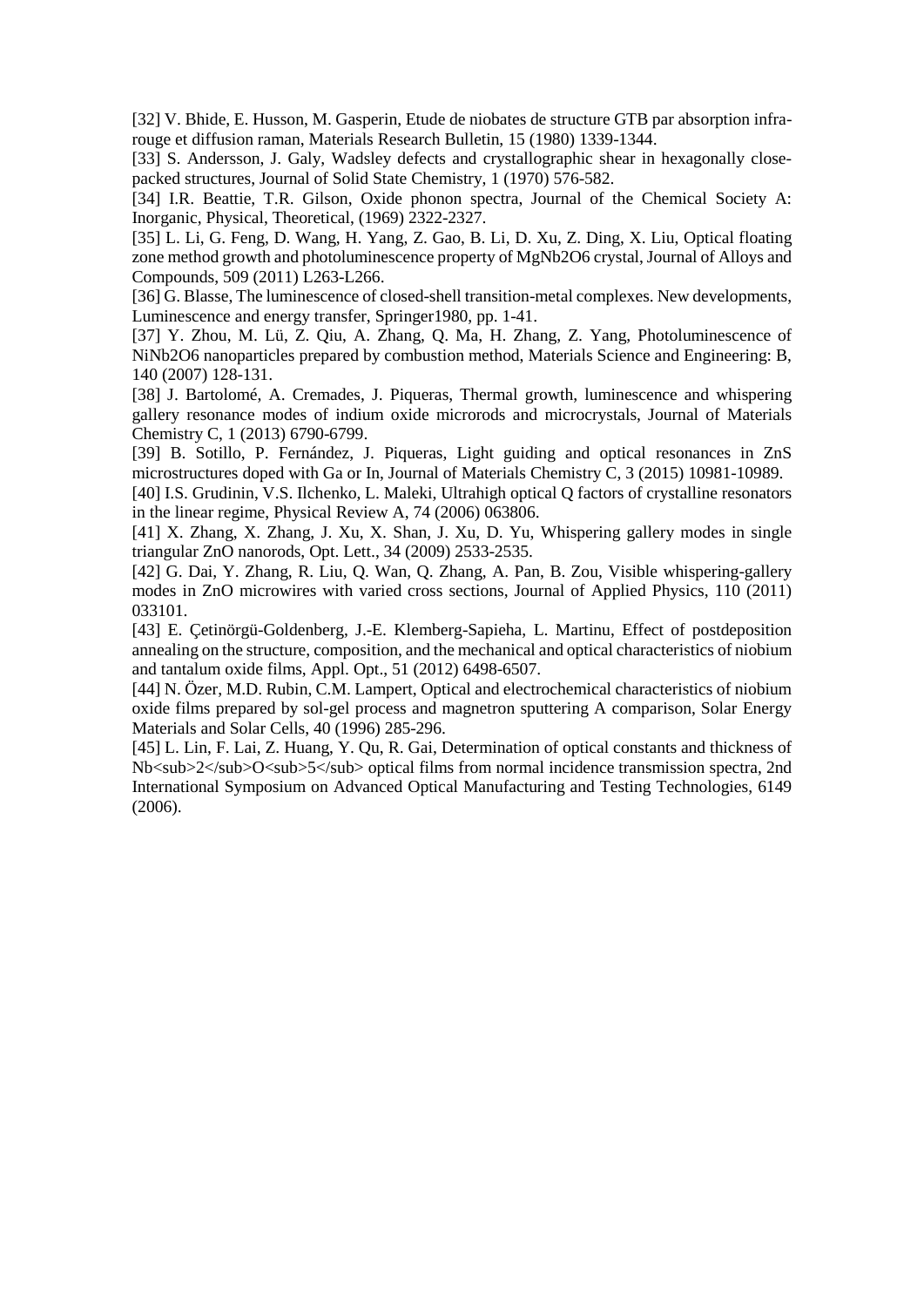[32] V. Bhide, E. Husson, M. Gasperin, Etude de niobates de structure GTB par absorption infra-rouge et diffusion raman, Materials Research Bulletin, 15 (1980) 1339-1344.

[33] S. Andersson, J. Galy, Wadsley defects and crystallographic shear in hexagonally close-packed structures, Journal of Solid State Chemistry, 1 (1970) 576-582.

[34] I.R. Beattie, T.R. Gilson, Oxide phonon spectra, Journal of the Chemical Society A: Inorganic, Physical, Theoretical, (1969) 2322-2327.

[35] L. Li, G. Feng, D. Wang, H. Yang, Z. Gao, B. Li, D. Xu, Z. Ding, X. Liu, Optical floating zone method growth and photoluminescence property of $MgNb_2O_6$ crystal, Journal of Alloys and Compounds, 509 (2011) L263-L266.

[36] G. Blasse, The luminescence of closed-shell transition-metal complexes. New developments, Luminescence and energy transfer, Springer1980, pp. 1-41.

[37] Y. Zhou, M. Lü, Z. Qiu, A. Zhang, Q. Ma, H. Zhang, Z. Yang, Photoluminescence of $NiNb_2O_6$ nanoparticles prepared by combustion method, Materials Science and Engineering: B, 140 (2007) 128-131.

[38] J. Bartolomé, A. Cremades, J. Piqueras, Thermal growth, luminescence and whispering gallery resonance modes of indium oxide microrods and microcrystals, Journal of Materials Chemistry C, 1 (2013) 6790-6799.

[39] B. Sotillo, P. Fernández, J. Piqueras, Light guiding and optical resonances in ZnS microstructures doped with Ga or In, Journal of Materials Chemistry C, 3 (2015) 10981-10989.

[40] I.S. Grudinin, V.S. Ilchenko, L. Maleki, Ultrahigh optical Q factors of crystalline resonators in the linear regime, Physical Review A, 74 (2006) 063806.

[41] X. Zhang, X. Zhang, J. Xu, X. Shan, J. Xu, D. Yu, Whispering gallery modes in single triangular ZnO nanorods, Opt. Lett., 34 (2009) 2533-2535.

[42] G. Dai, Y. Zhang, R. Liu, Q. Wan, Q. Zhang, A. Pan, B. Zou, Visible whispering-gallery modes in ZnO microwires with varied cross sections, Journal of Applied Physics, 110 (2011) 033101.

[43] E. Çetinörgü-Goldenberg, J.-E. Klemberg-Sapieha, L. Martinu, Effect of postdeposition annealing on the structure, composition, and the mechanical and optical characteristics of niobium and tantalum oxide films, Appl. Opt., 51 (2012) 6498-6507.

[44] N. Özer, M.D. Rubin, C.M. Lampert, Optical and electrochemical characteristics of niobium oxide films prepared by sol-gel process and magnetron sputtering A comparison, Solar Energy Materials and Solar Cells, 40 (1996) 285-296.

[45] L. Lin, F. Lai, Z. Huang, Y. Qu, R. Gai, Determination of optical constants and thickness of $Nb_2O_5$ optical films from normal incidence transmission spectra, 2nd International Symposium on Advanced Optical Manufacturing and Testing Technologies, 6149 (2006).